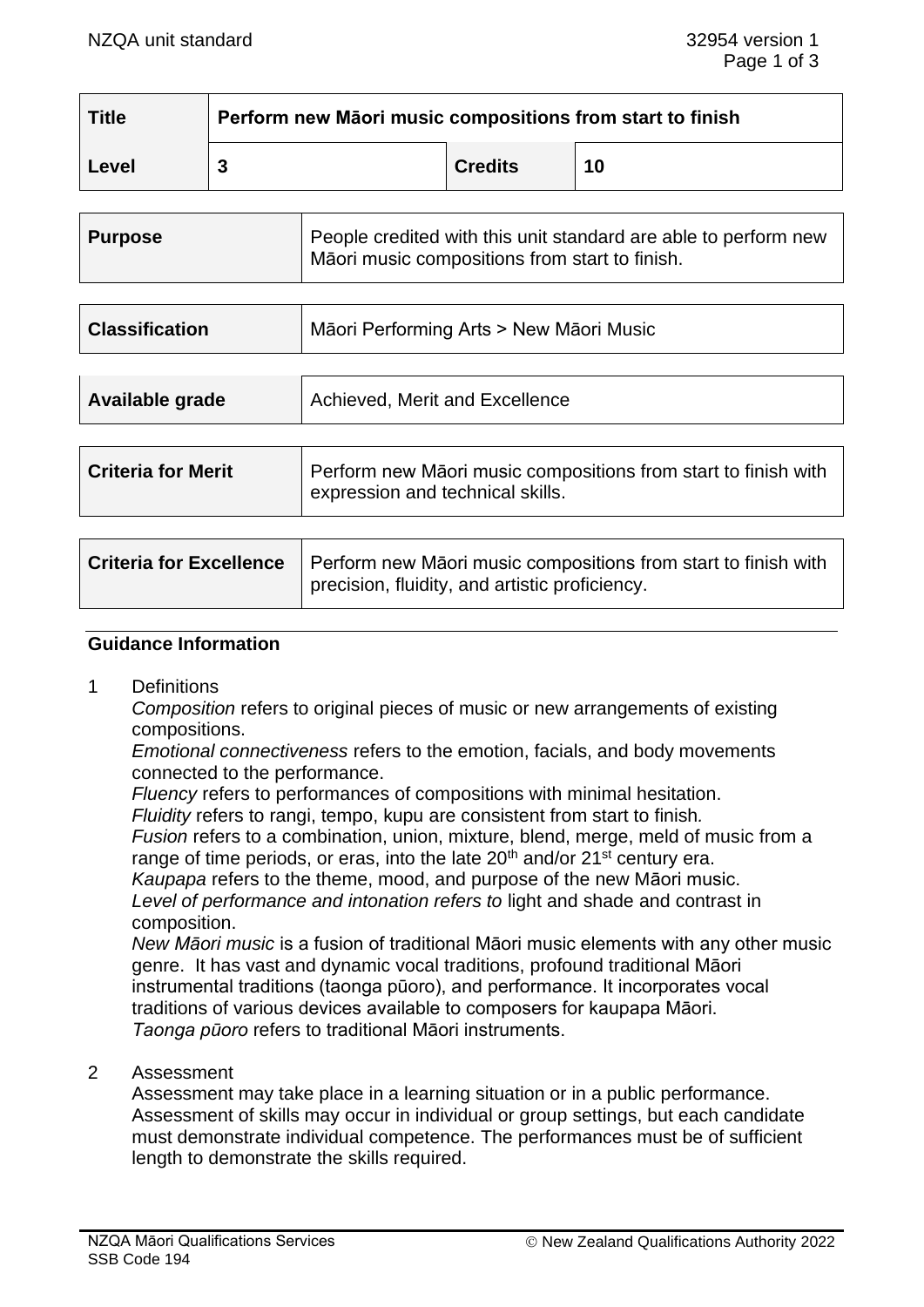| Title | Perform new Māori music compositions from start to finish | | |
|---|---|---|---|
| Level | 3 | Credits | 10 |

| Purpose | People credited with this unit standard are able to perform new Māori music compositions from start to finish. |
|---|---|

| Classification | Māori Performing Arts > New Māori Music |
|---|---|

| Available grade | Achieved, Merit and Excellence |
|---|---|

| Criteria for Merit | Perform new Māori music compositions from start to finish with expression and technical skills. |
|---|---|

| Criteria for Excellence | Perform new Māori music compositions from start to finish with precision, fluidity, and artistic proficiency. |
|---|---|

## Guidance Information

1 Definitions

*Composition* refers to original pieces of music or new arrangements of existing compositions.

*Emotional connectiveness* refers to the emotion, facials, and body movements connected to the performance.

*Fluency* refers to performances of compositions with minimal hesitation.

*Fluidity* refers to rangi, tempo, kupu are consistent from start to finish.

*Fusion* refers to a combination, union, mixture, blend, merge, meld of music from a range of time periods, or eras, into the late 20th and/or 21st century era.

*Kaupapa* refers to the theme, mood, and purpose of the new Māori music.

*Level of performance and intonation refers to* light and shade and contrast in composition.

*New Māori music* is a fusion of traditional Māori music elements with any other music genre. It has vast and dynamic vocal traditions, profound traditional Māori instrumental traditions (taonga pūoro), and performance. It incorporates vocal traditions of various devices available to composers for kaupapa Māori.

*Taonga pūoro* refers to traditional Māori instruments.

2 Assessment

Assessment may take place in a learning situation or in a public performance. Assessment of skills may occur in individual or group settings, but each candidate must demonstrate individual competence. The performances must be of sufficient length to demonstrate the skills required.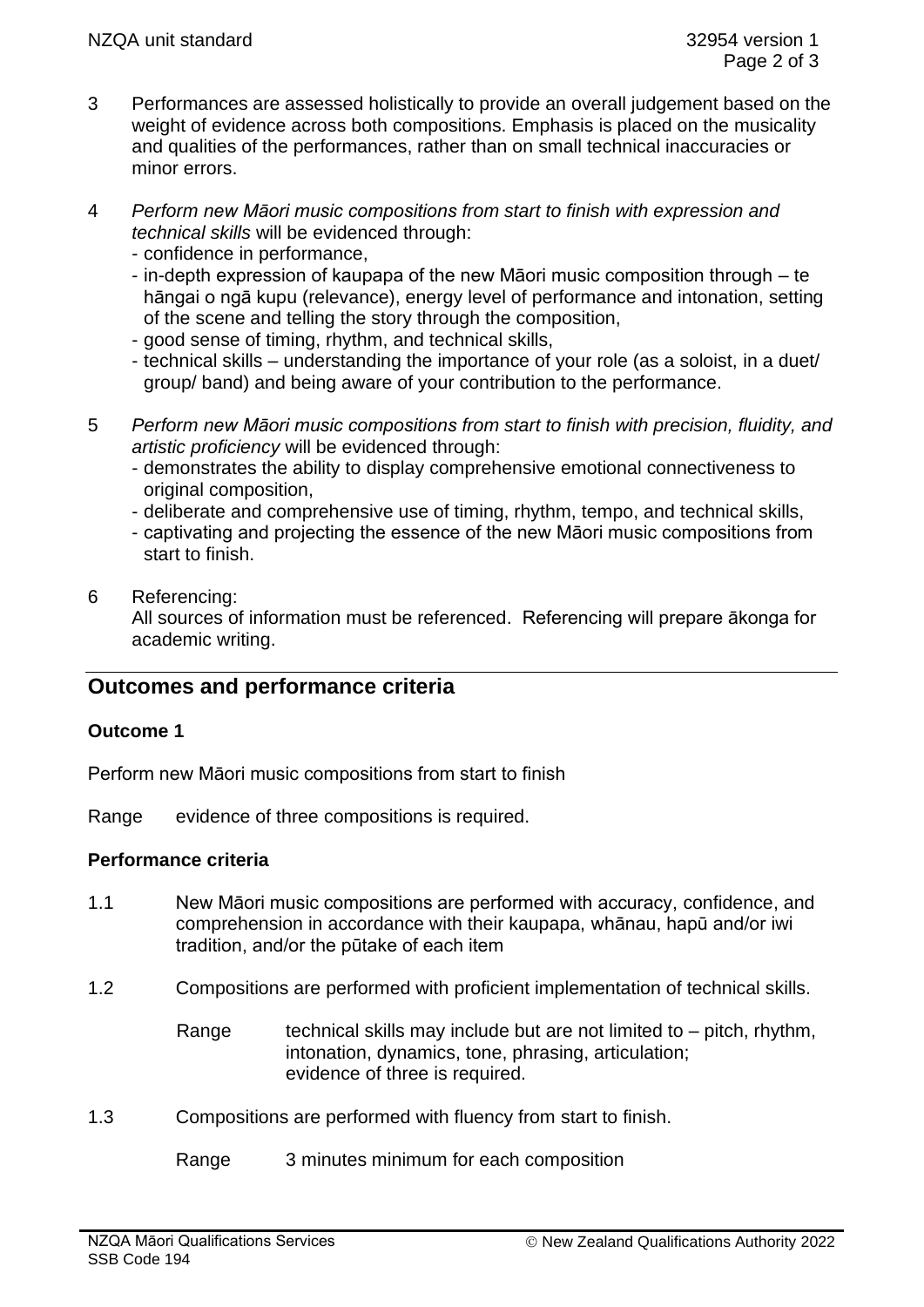3 Performances are assessed holistically to provide an overall judgement based on the weight of evidence across both compositions. Emphasis is placed on the musicality and qualities of the performances, rather than on small technical inaccuracies or minor errors.

4 *Perform new Māori music compositions from start to finish with expression and technical skills* will be evidenced through:
  - confidence in performance,
  - in-depth expression of kaupapa of the new Māori music composition through – te hāngai o ngā kupu (relevance), energy level of performance and intonation, setting of the scene and telling the story through the composition,
  - good sense of timing, rhythm, and technical skills,
  - technical skills – understanding the importance of your role (as a soloist, in a duet/ group/ band) and being aware of your contribution to the performance.

5 *Perform new Māori music compositions from start to finish with precision, fluidity, and artistic proficiency* will be evidenced through:
  - demonstrates the ability to display comprehensive emotional connectiveness to original composition,
  - deliberate and comprehensive use of timing, rhythm, tempo, and technical skills,
  - captivating and projecting the essence of the new Māori music compositions from start to finish.

6 Referencing:
All sources of information must be referenced. Referencing will prepare ākonga for academic writing.

## Outcomes and performance criteria

**Outcome 1**

Perform new Māori music compositions from start to finish

Range evidence of three compositions is required.

**Performance criteria**

1.1 New Māori music compositions are performed with accuracy, confidence, and comprehension in accordance with their kaupapa, whānau, hapū and/or iwi tradition, and/or the pūtake of each item

1.2 Compositions are performed with proficient implementation of technical skills.

Range technical skills may include but are not limited to – pitch, rhythm, intonation, dynamics, tone, phrasing, articulation;
evidence of three is required.

1.3 Compositions are performed with fluency from start to finish.

Range 3 minutes minimum for each composition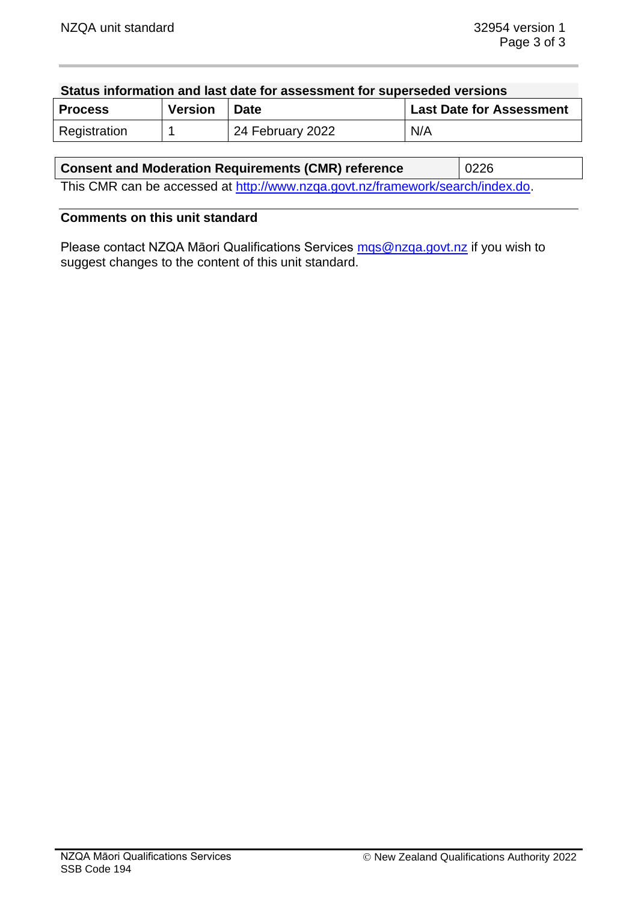**Status information and last date for assessment for superseded versions**

| Process | Version | Date | Last Date for Assessment |
|---|---|---|---|
| Registration | 1 | 24 February 2022 | N/A |

| Consent and Moderation Requirements (CMR) reference | 0226 |
|---|---|

This CMR can be accessed at http://www.nzqa.govt.nz/framework/search/index.do.

**Comments on this unit standard**

Please contact NZQA Māori Qualifications Services mqs@nzqa.govt.nz if you wish to suggest changes to the content of this unit standard.